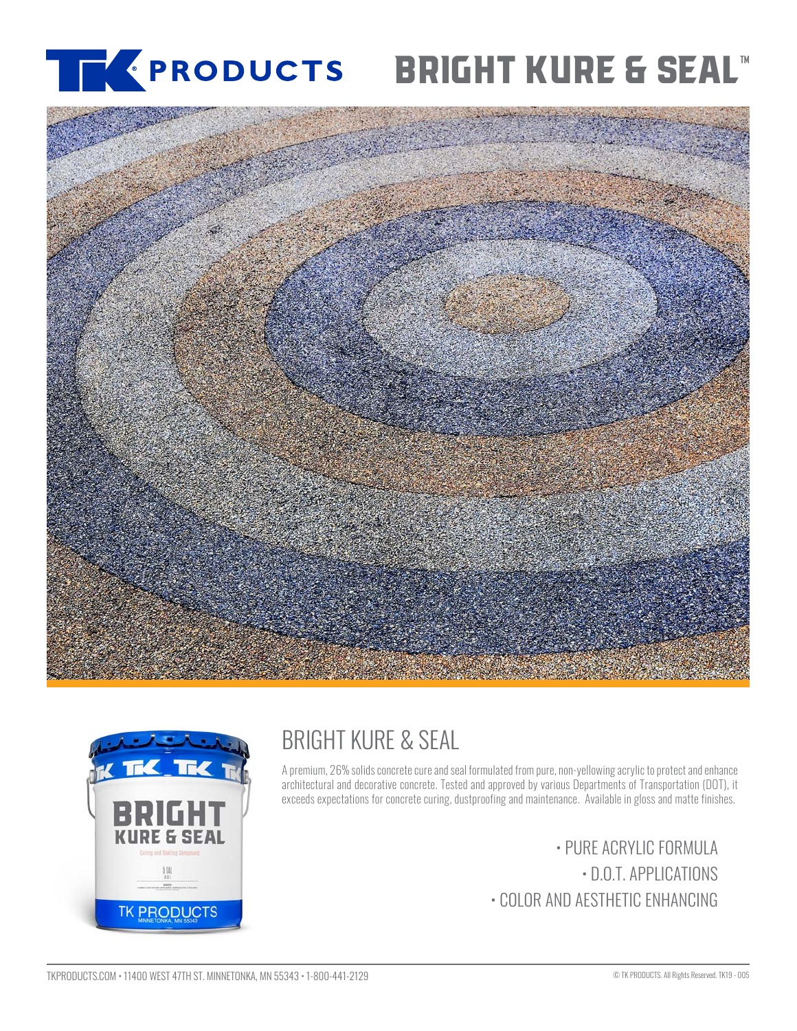# TK PRODUCTS BRIGHT KURE & SEAL™

## BRIGHT KURE & SEAL

A premium, 26% solids concrete cure and seal formulated from pure, non-yellowing acrylic to protect and enhance architectural and decorative concrete. Tested and approved by various Departments of Transportation (DOT), it exceeds expectations for concrete curing, dustproofing and maintenance. Available in gloss and matte finishes.

- PURE ACRYLIC FORMULA
- D.O.T. APPLICATIONS
- COLOR AND AESTHETIC ENHANCING

TKPRODUCTS.COM • 11400 WEST 47TH ST. MINNETONKA, MN 55343 • 1-800-441-2129

© TK PRODUCTS. All Rights Reserved. TK19 - 005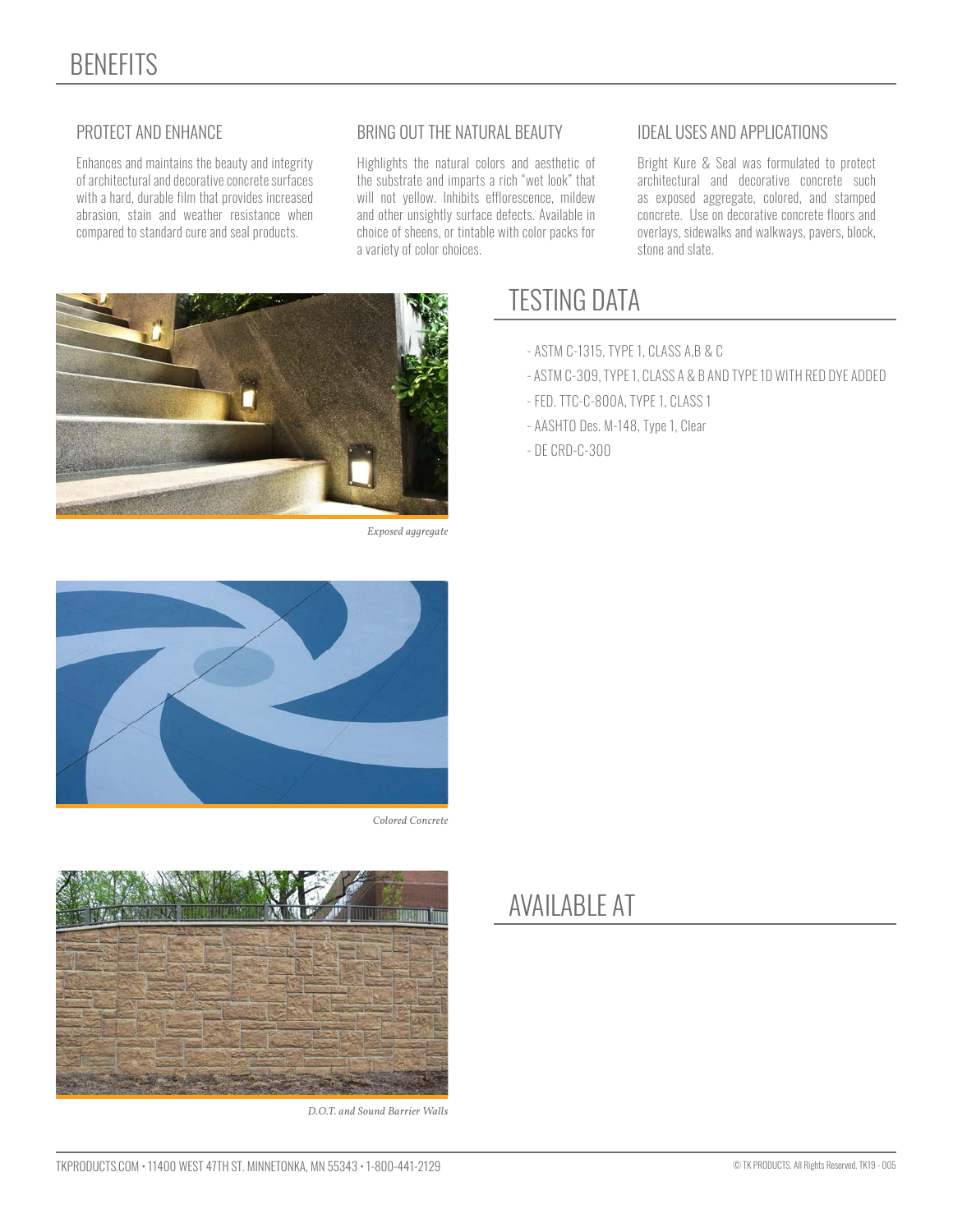# BENEFITS

### PROTECT AND ENHANCE

Enhances and maintains the beauty and integrity of architectural and decorative concrete surfaces with a hard, durable film that provides increased abrasion, stain and weather resistance when compared to standard cure and seal products.

### BRING OUT THE NATURAL BEAUTY

Highlights the natural colors and aesthetic of the substrate and imparts a rich "wet look" that will not yellow. Inhibits efflorescence, mildew and other unsightly surface defects. Available in choice of sheens, or tintable with color packs for a variety of color choices.

### IDEAL USES AND APPLICATIONS

Bright Kure & Seal was formulated to protect architectural and decorative concrete such as exposed aggregate, colored, and stamped concrete. Use on decorative concrete floors and overlays, sidewalks and walkways, pavers, block, stone and slate.

*Exposed aggregate*

*Colored Concrete*

*D.O.T. and Sound Barrier Walls*

# TESTING DATA

- ASTM C-1315, TYPE 1, CLASS A,B & C
- ASTM C-309, TYPE 1, CLASS A & B AND TYPE 1D WITH RED DYE ADDED
- FED. TTC-C-800A, TYPE 1, CLASS 1
- AASHTO Des. M-148, Type 1, Clear
- DE CRD-C-300

# AVAILABLE AT

TKPRODUCTS.COM • 11400 WEST 47TH ST. MINNETONKA, MN 55343 • 1-800-441-2129

© TK PRODUCTS. All Rights Reserved. TK19 - 005